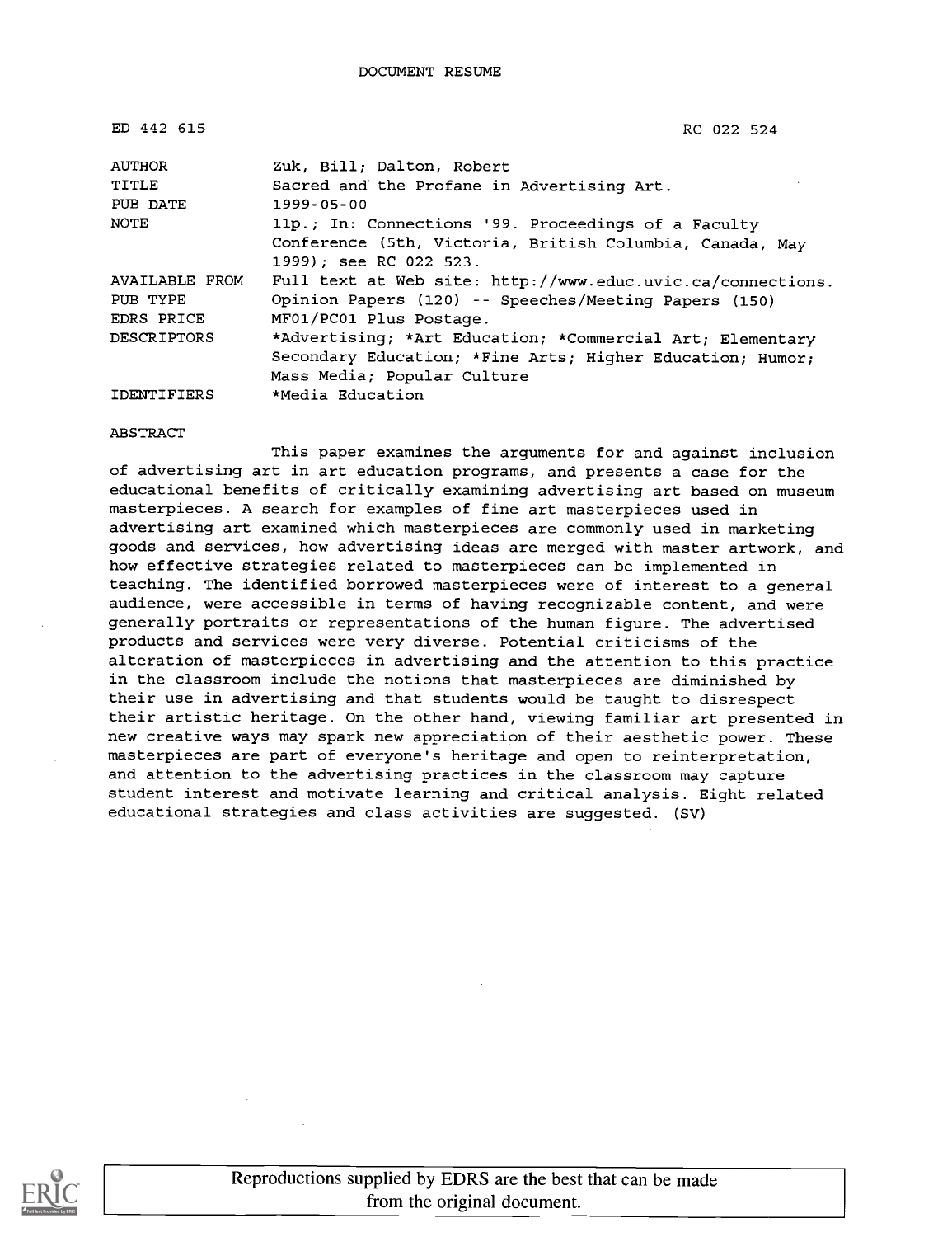DOCUMENT RESUME

| | |
|---|---|
| ED 442 615 | RC 022 524 |
| AUTHOR | Zuk, Bill; Dalton, Robert |
| TITLE | Sacred and the Profane in Advertising Art. |
| PUB DATE | 1999-05-00 |
| NOTE | 11p.; In: Connections '99. Proceedings of a Faculty Conference (5th, Victoria, British Columbia, Canada, May 1999); see RC 022 523. |
| AVAILABLE FROM | Full text at Web site: http://www.educ.uvic.ca/connections. |
| PUB TYPE | Opinion Papers (120) -- Speeches/Meeting Papers (150) |
| EDRS PRICE | MF01/PC01 Plus Postage. |
| DESCRIPTORS | *Advertising; *Art Education; *Commercial Art; Elementary Secondary Education; *Fine Arts; Higher Education; Humor; Mass Media; Popular Culture |
| IDENTIFIERS | *Media Education |

ABSTRACT

This paper examines the arguments for and against inclusion of advertising art in art education programs, and presents a case for the educational benefits of critically examining advertising art based on museum masterpieces. A search for examples of fine art masterpieces used in advertising art examined which masterpieces are commonly used in marketing goods and services, how advertising ideas are merged with master artwork, and how effective strategies related to masterpieces can be implemented in teaching. The identified borrowed masterpieces were of interest to a general audience, were accessible in terms of having recognizable content, and were generally portraits or representations of the human figure. The advertised products and services were very diverse. Potential criticisms of the alteration of masterpieces in advertising and the attention to this practice in the classroom include the notions that masterpieces are diminished by their use in advertising and that students would be taught to disrespect their artistic heritage. On the other hand, viewing familiar art presented in new creative ways may spark new appreciation of their aesthetic power. These masterpieces are part of everyone's heritage and open to reinterpretation, and attention to the advertising practices in the classroom may capture student interest and motivate learning and critical analysis. Eight related educational strategies and class activities are suggested. (SV)

Reproductions supplied by EDRS are the best that can be made from the original document.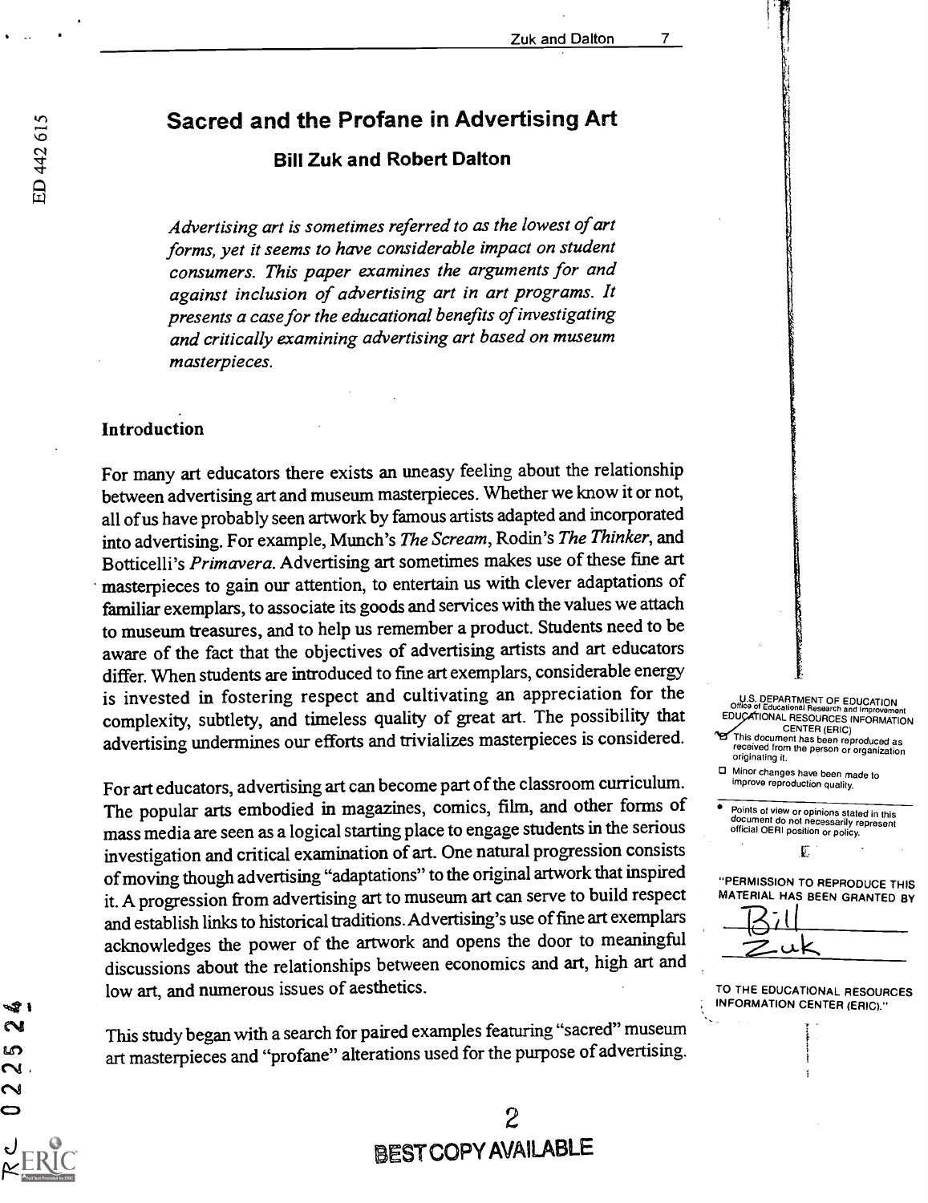# Sacred and the Profane in Advertising Art

### Bill Zuk and Robert Dalton

*Advertising art is sometimes referred to as the lowest of art forms, yet it seems to have considerable impact on student consumers. This paper examines the arguments for and against inclusion of advertising art in art programs. It presents a case for the educational benefits of investigating and critically examining advertising art based on museum masterpieces.*

## Introduction

For many art educators there exists an uneasy feeling about the relationship between advertising art and museum masterpieces. Whether we know it or not, all of us have probably seen artwork by famous artists adapted and incorporated into advertising. For example, Munch's *The Scream*, Rodin's *The Thinker*, and Botticelli's *Primavera*. Advertising art sometimes makes use of these fine art masterpieces to gain our attention, to entertain us with clever adaptations of familiar exemplars, to associate its goods and services with the values we attach to museum treasures, and to help us remember a product. Students need to be aware of the fact that the objectives of advertising artists and art educators differ. When students are introduced to fine art exemplars, considerable energy is invested in fostering respect and cultivating an appreciation for the complexity, subtlety, and timeless quality of great art. The possibility that advertising undermines our efforts and trivializes masterpieces is considered.

For art educators, advertising art can become part of the classroom curriculum. The popular arts embodied in magazines, comics, film, and other forms of mass media are seen as a logical starting place to engage students in the serious investigation and critical examination of art. One natural progression consists of moving though advertising "adaptations" to the original artwork that inspired it. A progression from advertising art to museum art can serve to build respect and establish links to historical traditions. Advertising's use of fine art exemplars acknowledges the power of the artwork and opens the door to meaningful discussions about the relationships between economics and art, high art and low art, and numerous issues of aesthetics.

This study began with a search for paired examples featuring "sacred" museum art masterpieces and "profane" alterations used for the purpose of advertising.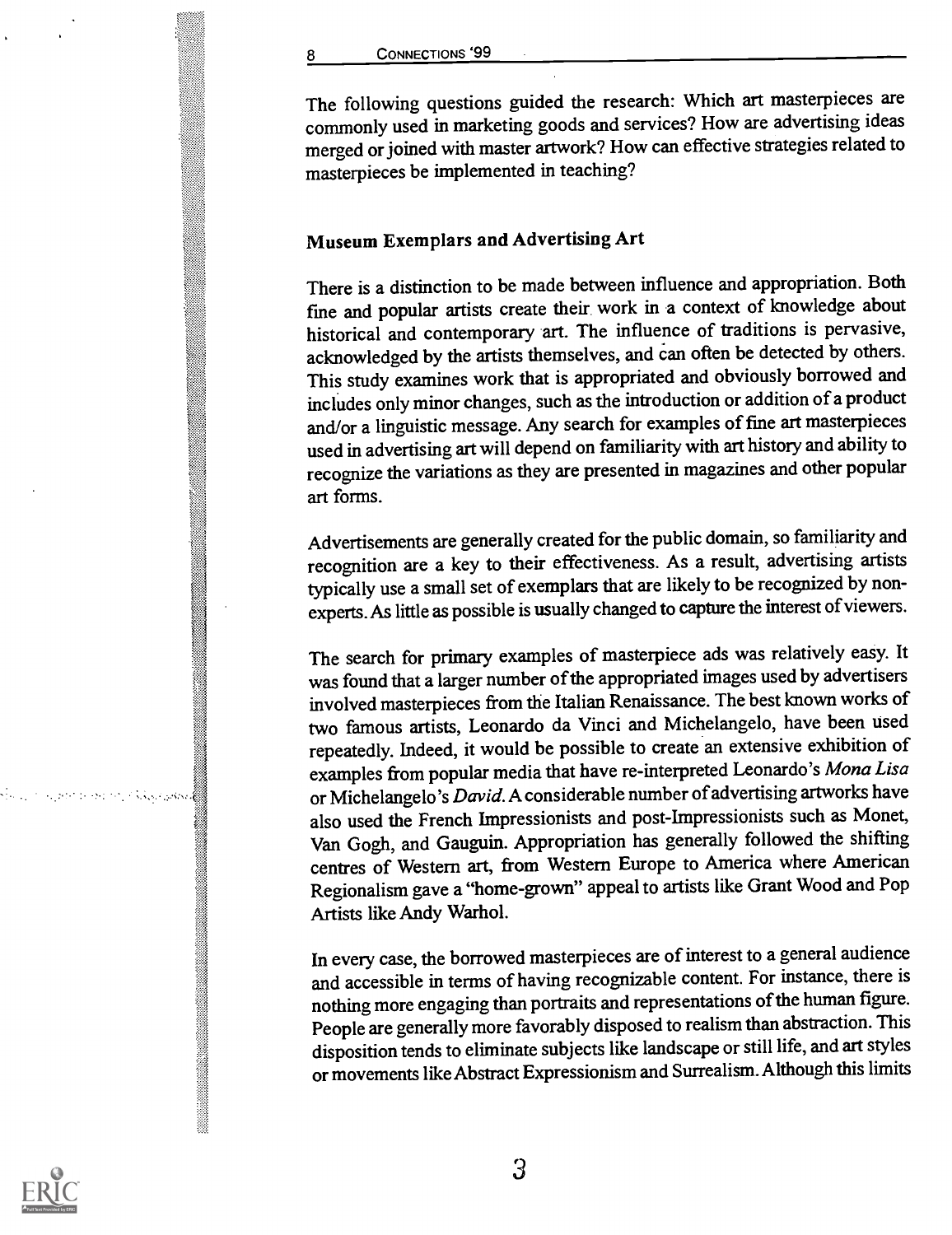The following questions guided the research: Which art masterpieces are commonly used in marketing goods and services? How are advertising ideas merged or joined with master artwork? How can effective strategies related to masterpieces be implemented in teaching?

## Museum Exemplars and Advertising Art

There is a distinction to be made between influence and appropriation. Both fine and popular artists create their work in a context of knowledge about historical and contemporary art. The influence of traditions is pervasive, acknowledged by the artists themselves, and can often be detected by others. This study examines work that is appropriated and obviously borrowed and includes only minor changes, such as the introduction or addition of a product and/or a linguistic message. Any search for examples of fine art masterpieces used in advertising art will depend on familiarity with art history and ability to recognize the variations as they are presented in magazines and other popular art forms.

Advertisements are generally created for the public domain, so familiarity and recognition are a key to their effectiveness. As a result, advertising artists typically use a small set of exemplars that are likely to be recognized by non-experts. As little as possible is usually changed to capture the interest of viewers.

The search for primary examples of masterpiece ads was relatively easy. It was found that a larger number of the appropriated images used by advertisers involved masterpieces from the Italian Renaissance. The best known works of two famous artists, Leonardo da Vinci and Michelangelo, have been used repeatedly. Indeed, it would be possible to create an extensive exhibition of examples from popular media that have re-interpreted Leonardo's *Mona Lisa* or Michelangelo's *David*. A considerable number of advertising artworks have also used the French Impressionists and post-Impressionists such as Monet, Van Gogh, and Gauguin. Appropriation has generally followed the shifting centres of Western art, from Western Europe to America where American Regionalism gave a "home-grown" appeal to artists like Grant Wood and Pop Artists like Andy Warhol.

In every case, the borrowed masterpieces are of interest to a general audience and accessible in terms of having recognizable content. For instance, there is nothing more engaging than portraits and representations of the human figure. People are generally more favorably disposed to realism than abstraction. This disposition tends to eliminate subjects like landscape or still life, and art styles or movements like Abstract Expressionism and Surrealism. Although this limits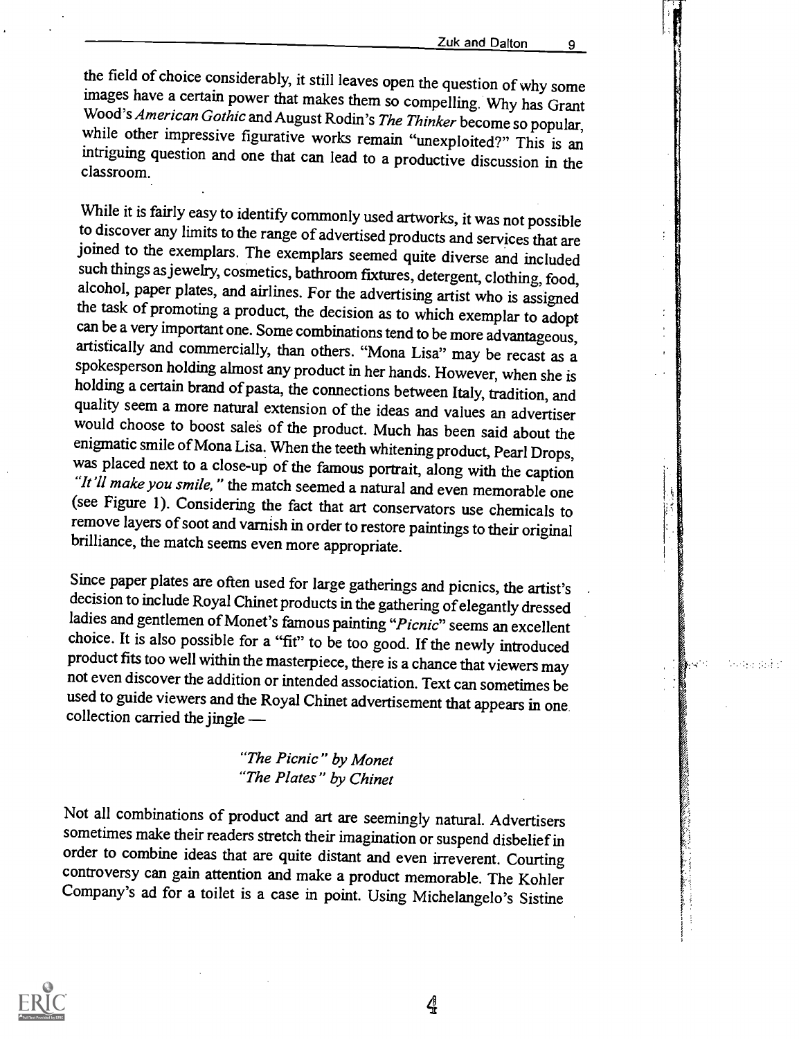the field of choice considerably, it still leaves open the question of why some images have a certain power that makes them so compelling. Why has Grant Wood's *American Gothic* and August Rodin's *The Thinker* become so popular, while other impressive figurative works remain "unexploited?" This is an intriguing question and one that can lead to a productive discussion in the classroom.

While it is fairly easy to identify commonly used artworks, it was not possible to discover any limits to the range of advertised products and services that are joined to the exemplars. The exemplars seemed quite diverse and included such things as jewelry, cosmetics, bathroom fixtures, detergent, clothing, food, alcohol, paper plates, and airlines. For the advertising artist who is assigned the task of promoting a product, the decision as to which exemplar to adopt can be a very important one. Some combinations tend to be more advantageous, artistically and commercially, than others. "Mona Lisa" may be recast as a spokesperson holding almost any product in her hands. However, when she is holding a certain brand of pasta, the connections between Italy, tradition, and quality seem a more natural extension of the ideas and values an advertiser would choose to boost sales of the product. Much has been said about the enigmatic smile of Mona Lisa. When the teeth whitening product, Pearl Drops, was placed next to a close-up of the famous portrait, along with the caption *"It'll make you smile,"* the match seemed a natural and even memorable one (see Figure 1). Considering the fact that art conservators use chemicals to remove layers of soot and varnish in order to restore paintings to their original brilliance, the match seems even more appropriate.

Since paper plates are often used for large gatherings and picnics, the artist's decision to include Royal Chinet products in the gathering of elegantly dressed ladies and gentlemen of Monet's famous painting "*Picnic*" seems an excellent choice. It is also possible for a "fit" to be too good. If the newly introduced product fits too well within the masterpiece, there is a chance that viewers may not even discover the addition or intended association. Text can sometimes be used to guide viewers and the Royal Chinet advertisement that appears in one collection carried the jingle —

> *"The Picnic" by Monet*
> *"The Plates" by Chinet*

Not all combinations of product and art are seemingly natural. Advertisers sometimes make their readers stretch their imagination or suspend disbelief in order to combine ideas that are quite distant and even irreverent. Courting controversy can gain attention and make a product memorable. The Kohler Company's ad for a toilet is a case in point. Using Michelangelo's Sistine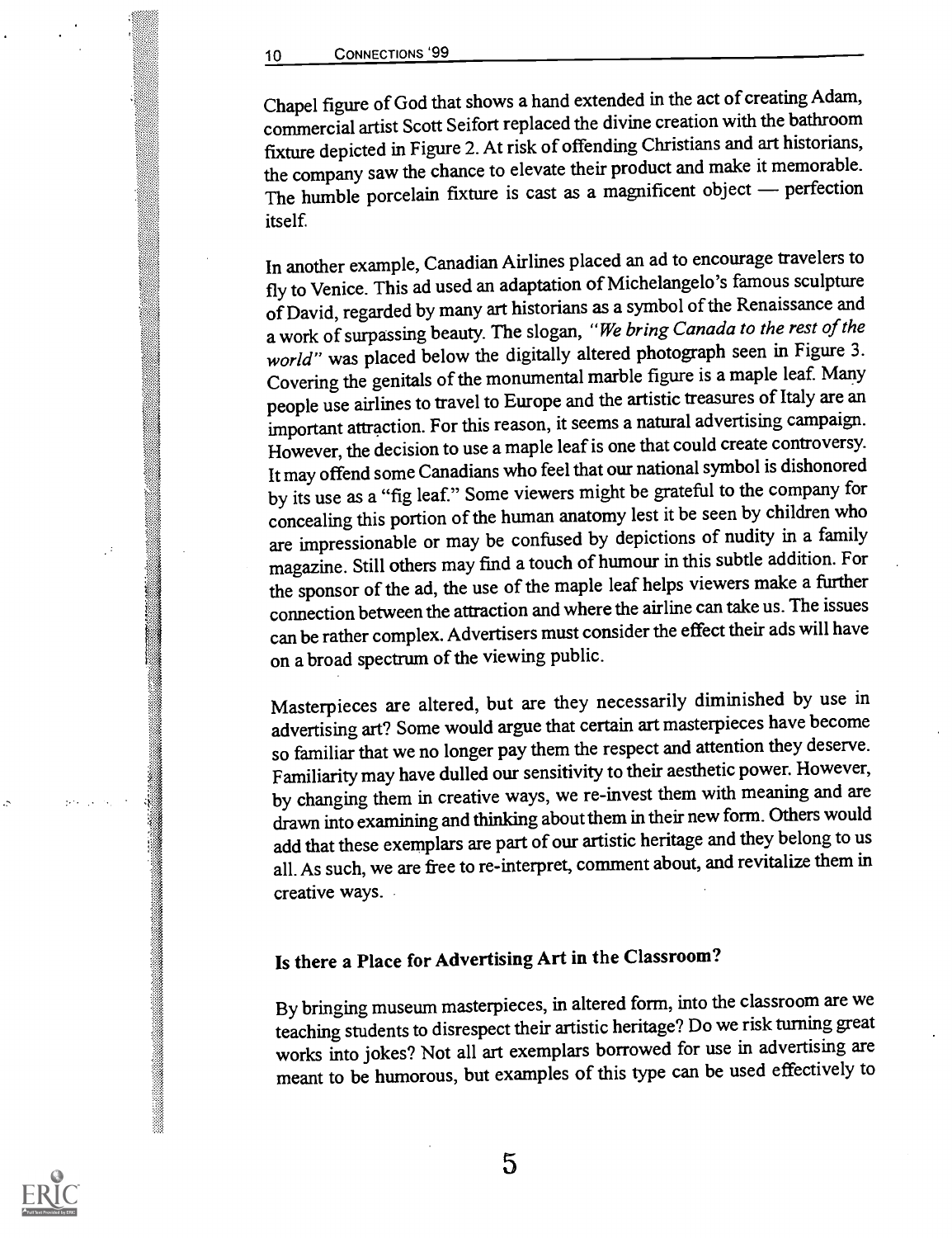Chapel figure of God that shows a hand extended in the act of creating Adam, commercial artist Scott Seifort replaced the divine creation with the bathroom fixture depicted in Figure 2. At risk of offending Christians and art historians, the company saw the chance to elevate their product and make it memorable. The humble porcelain fixture is cast as a magnificent object — perfection itself.

In another example, Canadian Airlines placed an ad to encourage travelers to fly to Venice. This ad used an adaptation of Michelangelo's famous sculpture of David, regarded by many art historians as a symbol of the Renaissance and a work of surpassing beauty. The slogan, *"We bring Canada to the rest of the world"* was placed below the digitally altered photograph seen in Figure 3. Covering the genitals of the monumental marble figure is a maple leaf. Many people use airlines to travel to Europe and the artistic treasures of Italy are an important attraction. For this reason, it seems a natural advertising campaign. However, the decision to use a maple leaf is one that could create controversy. It may offend some Canadians who feel that our national symbol is dishonored by its use as a "fig leaf." Some viewers might be grateful to the company for concealing this portion of the human anatomy lest it be seen by children who are impressionable or may be confused by depictions of nudity in a family magazine. Still others may find a touch of humour in this subtle addition. For the sponsor of the ad, the use of the maple leaf helps viewers make a further connection between the attraction and where the airline can take us. The issues can be rather complex. Advertisers must consider the effect their ads will have on a broad spectrum of the viewing public.

Masterpieces are altered, but are they necessarily diminished by use in advertising art? Some would argue that certain art masterpieces have become so familiar that we no longer pay them the respect and attention they deserve. Familiarity may have dulled our sensitivity to their aesthetic power. However, by changing them in creative ways, we re-invest them with meaning and are drawn into examining and thinking about them in their new form. Others would add that these exemplars are part of our artistic heritage and they belong to us all. As such, we are free to re-interpret, comment about, and revitalize them in creative ways.

## Is there a Place for Advertising Art in the Classroom?

By bringing museum masterpieces, in altered form, into the classroom are we teaching students to disrespect their artistic heritage? Do we risk turning great works into jokes? Not all art exemplars borrowed for use in advertising are meant to be humorous, but examples of this type can be used effectively to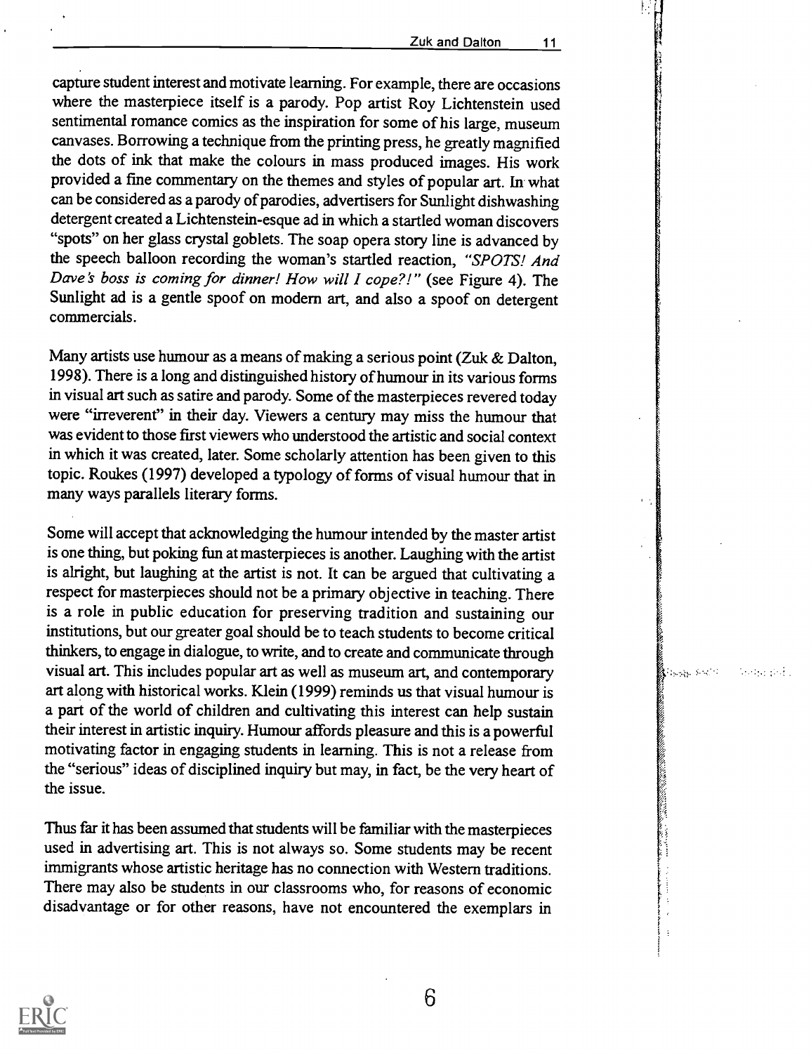capture student interest and motivate learning. For example, there are occasions where the masterpiece itself is a parody. Pop artist Roy Lichtenstein used sentimental romance comics as the inspiration for some of his large, museum canvases. Borrowing a technique from the printing press, he greatly magnified the dots of ink that make the colours in mass produced images. His work provided a fine commentary on the themes and styles of popular art. In what can be considered as a parody of parodies, advertisers for Sunlight dishwashing detergent created a Lichtenstein-esque ad in which a startled woman discovers "spots" on her glass crystal goblets. The soap opera story line is advanced by the speech balloon recording the woman's startled reaction, *"SPOTS! And Dave's boss is coming for dinner! How will I cope?!"* (see Figure 4). The Sunlight ad is a gentle spoof on modern art, and also a spoof on detergent commercials.

Many artists use humour as a means of making a serious point (Zuk & Dalton, 1998). There is a long and distinguished history of humour in its various forms in visual art such as satire and parody. Some of the masterpieces revered today were "irreverent" in their day. Viewers a century may miss the humour that was evident to those first viewers who understood the artistic and social context in which it was created, later. Some scholarly attention has been given to this topic. Roukes (1997) developed a typology of forms of visual humour that in many ways parallels literary forms.

Some will accept that acknowledging the humour intended by the master artist is one thing, but poking fun at masterpieces is another. Laughing with the artist is alright, but laughing at the artist is not. It can be argued that cultivating a respect for masterpieces should not be a primary objective in teaching. There is a role in public education for preserving tradition and sustaining our institutions, but our greater goal should be to teach students to become critical thinkers, to engage in dialogue, to write, and to create and communicate through visual art. This includes popular art as well as museum art, and contemporary art along with historical works. Klein (1999) reminds us that visual humour is a part of the world of children and cultivating this interest can help sustain their interest in artistic inquiry. Humour affords pleasure and this is a powerful motivating factor in engaging students in learning. This is not a release from the "serious" ideas of disciplined inquiry but may, in fact, be the very heart of the issue.

Thus far it has been assumed that students will be familiar with the masterpieces used in advertising art. This is not always so. Some students may be recent immigrants whose artistic heritage has no connection with Western traditions. There may also be students in our classrooms who, for reasons of economic disadvantage or for other reasons, have not encountered the exemplars in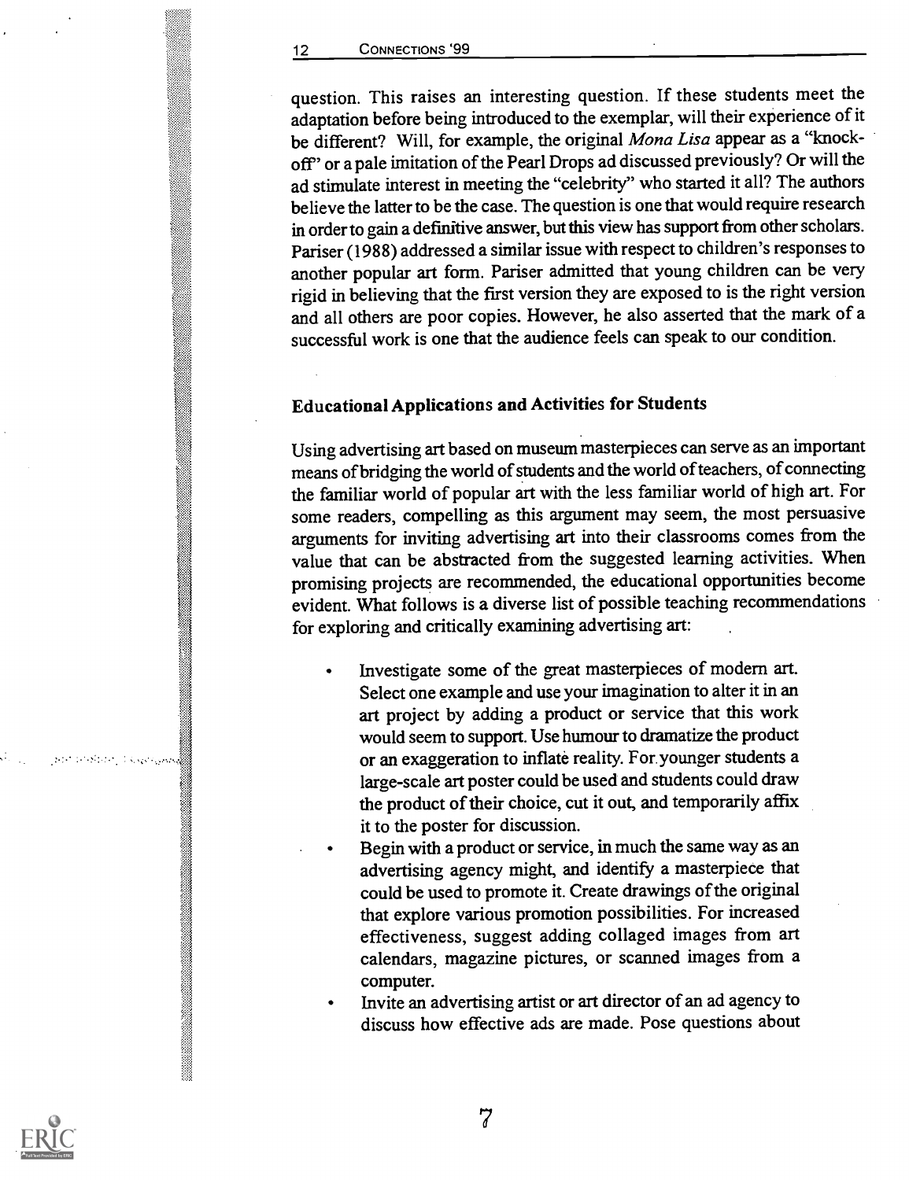question. This raises an interesting question. If these students meet the adaptation before being introduced to the exemplar, will their experience of it be different? Will, for example, the original *Mona Lisa* appear as a "knock-off" or a pale imitation of the Pearl Drops ad discussed previously? Or will the ad stimulate interest in meeting the "celebrity" who started it all? The authors believe the latter to be the case. The question is one that would require research in order to gain a definitive answer, but this view has support from other scholars. Pariser (1988) addressed a similar issue with respect to children's responses to another popular art form. Pariser admitted that young children can be very rigid in believing that the first version they are exposed to is the right version and all others are poor copies. However, he also asserted that the mark of a successful work is one that the audience feels can speak to our condition.

### Educational Applications and Activities for Students

Using advertising art based on museum masterpieces can serve as an important means of bridging the world of students and the world of teachers, of connecting the familiar world of popular art with the less familiar world of high art. For some readers, compelling as this argument may seem, the most persuasive arguments for inviting advertising art into their classrooms comes from the value that can be abstracted from the suggested learning activities. When promising projects are recommended, the educational opportunities become evident. What follows is a diverse list of possible teaching recommendations for exploring and critically examining advertising art:

- Investigate some of the great masterpieces of modern art. Select one example and use your imagination to alter it in an art project by adding a product or service that this work would seem to support. Use humour to dramatize the product or an exaggeration to inflate reality. For younger students a large-scale art poster could be used and students could draw the product of their choice, cut it out, and temporarily affix it to the poster for discussion.
- Begin with a product or service, in much the same way as an advertising agency might, and identify a masterpiece that could be used to promote it. Create drawings of the original that explore various promotion possibilities. For increased effectiveness, suggest adding collaged images from art calendars, magazine pictures, or scanned images from a computer.
- Invite an advertising artist or art director of an ad agency to discuss how effective ads are made. Pose questions about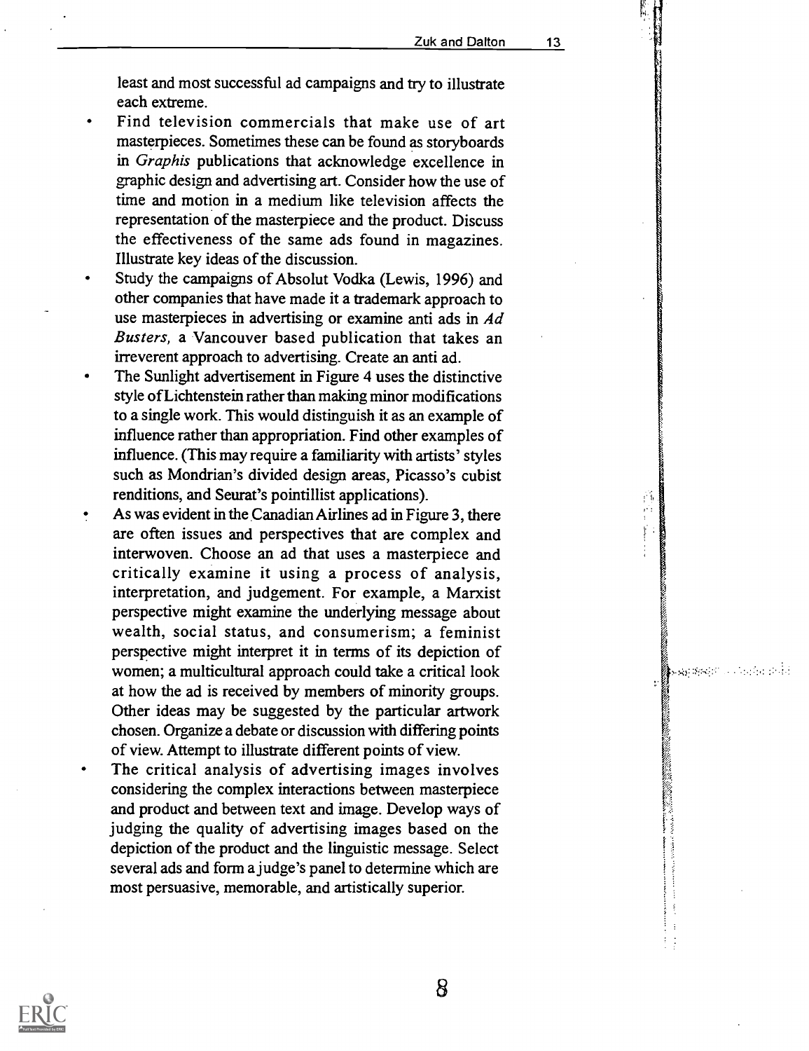least and most successful ad campaigns and try to illustrate each extreme.

- Find television commercials that make use of art masterpieces. Sometimes these can be found as storyboards in *Graphis* publications that acknowledge excellence in graphic design and advertising art. Consider how the use of time and motion in a medium like television affects the representation of the masterpiece and the product. Discuss the effectiveness of the same ads found in magazines. Illustrate key ideas of the discussion.
- Study the campaigns of Absolut Vodka (Lewis, 1996) and other companies that have made it a trademark approach to use masterpieces in advertising or examine anti ads in *Ad Busters*, a Vancouver based publication that takes an irreverent approach to advertising. Create an anti ad.
- The Sunlight advertisement in Figure 4 uses the distinctive style of Lichtenstein rather than making minor modifications to a single work. This would distinguish it as an example of influence rather than appropriation. Find other examples of influence. (This may require a familiarity with artists' styles such as Mondrian's divided design areas, Picasso's cubist renditions, and Seurat's pointillist applications).
- As was evident in the Canadian Airlines ad in Figure 3, there are often issues and perspectives that are complex and interwoven. Choose an ad that uses a masterpiece and critically examine it using a process of analysis, interpretation, and judgement. For example, a Marxist perspective might examine the underlying message about wealth, social status, and consumerism; a feminist perspective might interpret it in terms of its depiction of women; a multicultural approach could take a critical look at how the ad is received by members of minority groups. Other ideas may be suggested by the particular artwork chosen. Organize a debate or discussion with differing points of view. Attempt to illustrate different points of view.
- The critical analysis of advertising images involves considering the complex interactions between masterpiece and product and between text and image. Develop ways of judging the quality of advertising images based on the depiction of the product and the linguistic message. Select several ads and form a judge's panel to determine which are most persuasive, memorable, and artistically superior.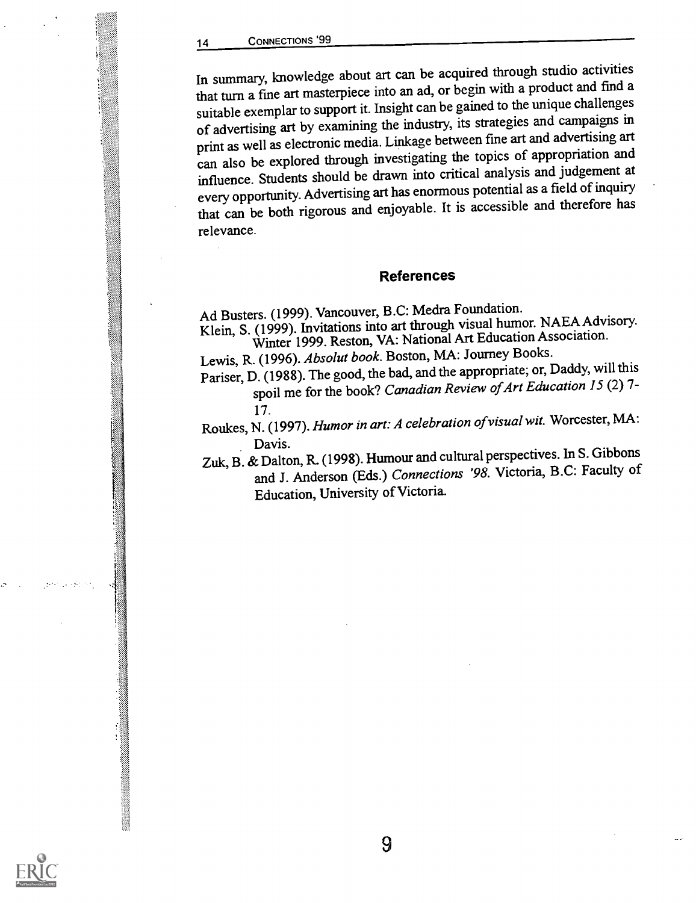In summary, knowledge about art can be acquired through studio activities that turn a fine art masterpiece into an ad, or begin with a product and find a suitable exemplar to support it. Insight can be gained to the unique challenges of advertising art by examining the industry, its strategies and campaigns in print as well as electronic media. Linkage between fine art and advertising art can also be explored through investigating the topics of appropriation and influence. Students should be drawn into critical analysis and judgement at every opportunity. Advertising art has enormous potential as a field of inquiry that can be both rigorous and enjoyable. It is accessible and therefore has relevance.

## References

Ad Busters. (1999). Vancouver, B.C: Medra Foundation.

Klein, S. (1999). Invitations into art through visual humor. NAEA Advisory. Winter 1999. Reston, VA: National Art Education Association.

Lewis, R. (1996). *Absolut book*. Boston, MA: Journey Books.

Pariser, D. (1988). The good, the bad, and the appropriate; or, Daddy, will this spoil me for the book? *Canadian Review of Art Education 15* (2) 7-17.

Roukes, N. (1997). *Humor in art: A celebration of visual wit.* Worcester, MA: Davis.

Zuk, B. & Dalton, R. (1998). Humour and cultural perspectives. In S. Gibbons and J. Anderson (Eds.) *Connections '98*. Victoria, B.C: Faculty of Education, University of Victoria.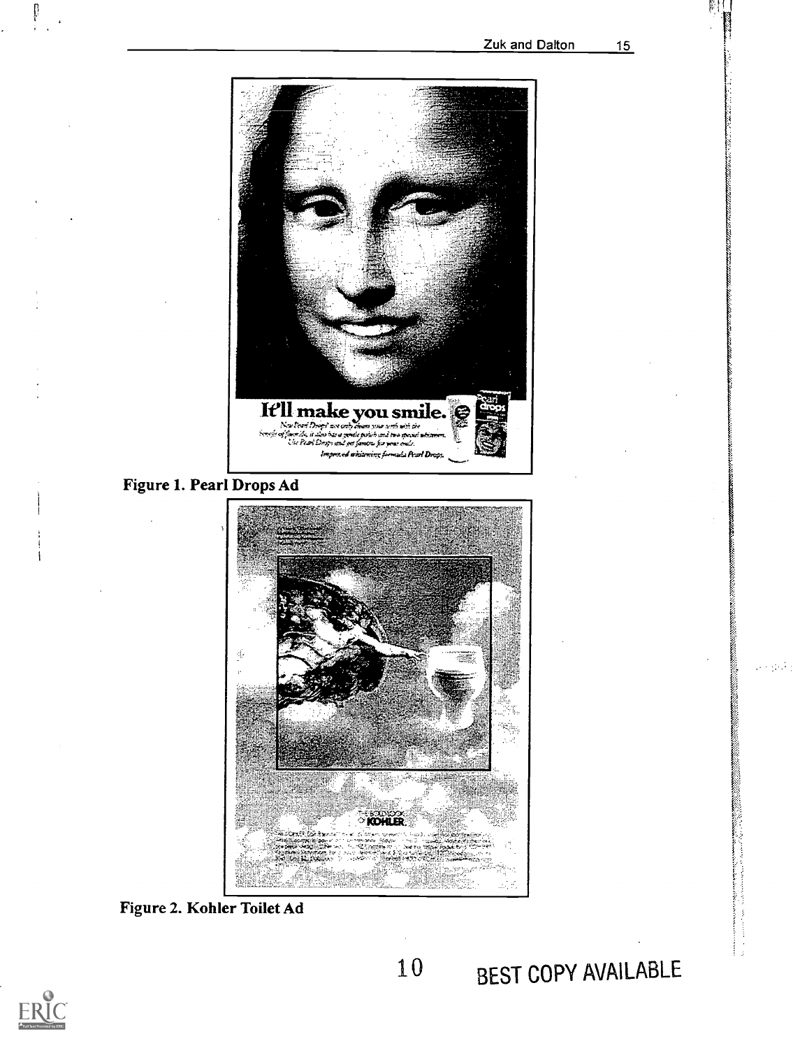Figure 1. Pearl Drops Ad

Figure 2. Kohler Toilet Ad

BEST COPY AVAILABLE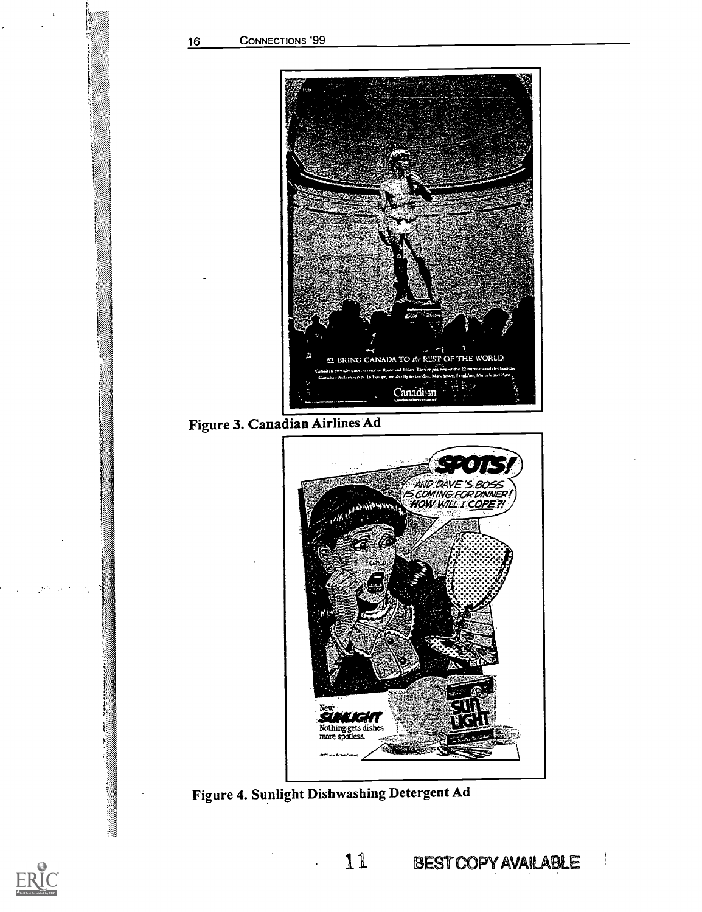Figure 3. Canadian Airlines Ad

Figure 4. Sunlight Dishwashing Detergent Ad

BEST COPY AVAILABLE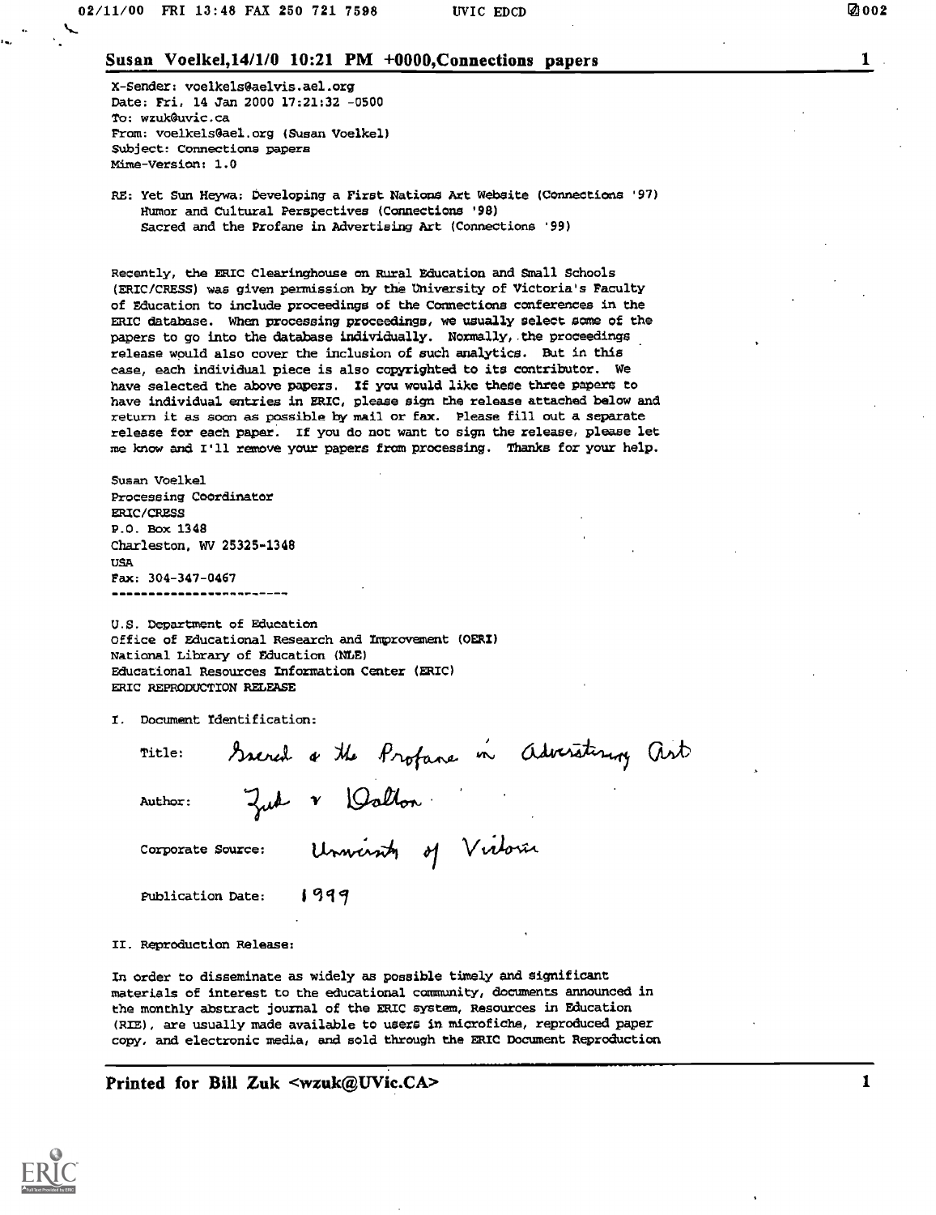## Susan Voelkel,14/1/0 10:21 PM +0000,Connections papers

X-Sender: voelkels@aelvis.ael.org
Date: Fri, 14 Jan 2000 17:21:32 -0500
To: wzuk@uvic.ca
From: voelkels@ael.org (Susan Voelkel)
Subject: Connections papers
Mime-Version: 1.0

RE: Yet Sun Heywa: Developing a First Nations Art Website (Connections '97)
Humor and Cultural Perspectives (Connections '98)
Sacred and the Profane in Advertising Art (Connections '99)

Recently, the ERIC Clearinghouse on Rural Education and Small Schools (ERIC/CRESS) was given permission by the University of Victoria's Faculty of Education to include proceedings of the Connections conferences in the ERIC database. When processing proceedings, we usually select some of the papers to go into the database individually. Normally, the proceedings release would also cover the inclusion of such analytics. But in this case, each individual piece is also copyrighted to its contributor. We have selected the above papers. If you would like these three papers to have individual entries in ERIC, please sign the release attached below and return it as soon as possible by mail or fax. Please fill out a separate release for each paper. If you do not want to sign the release, please let me know and I'll remove your papers from processing. Thanks for your help.

Susan Voelkel
Processing Coordinator
ERIC/CRESS
P.O. Box 1348
Charleston, WV 25325-1348
USA
Fax: 304-347-0467

---

U.S. Department of Education
Office of Educational Research and Improvement (OERI)
National Library of Education (NLE)
Educational Resources Information Center (ERIC)
ERIC REPRODUCTION RELEASE

I. Document Identification:

Title: Sacred & the Profane in Advertising Art

Author: Zuk & Dalton

Corporate Source: University of Victoria

Publication Date: 1999

II. Reproduction Release:

In order to disseminate as widely as possible timely and significant materials of interest to the educational community, documents announced in the monthly abstract journal of the ERIC system, Resources in Education (RIE), are usually made available to users in microfiche, reproduced paper copy, and electronic media, and sold through the ERIC Document Reproduction

**Printed for Bill Zuk <wzuk@UVic.CA>**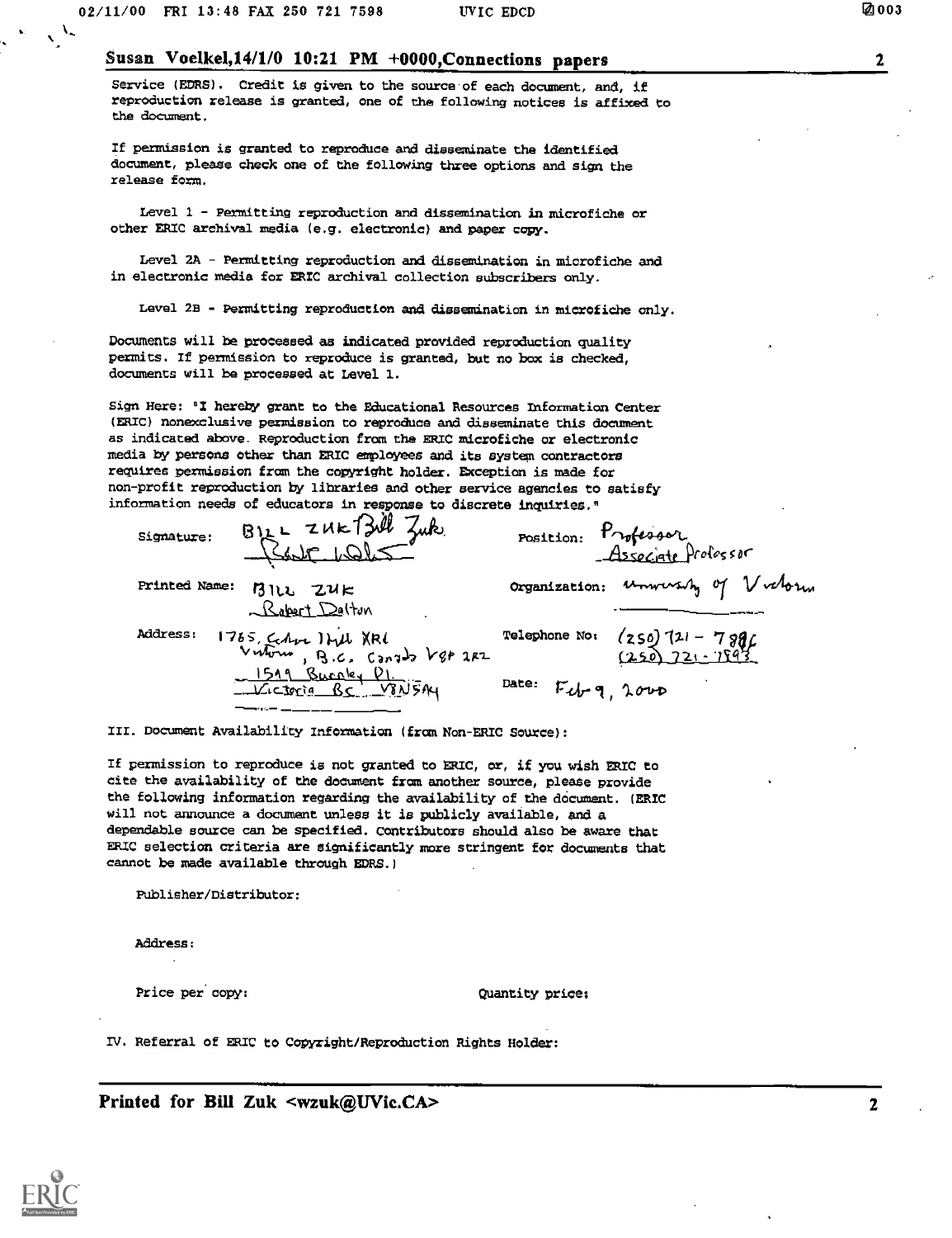Service (EDRS). Credit is given to the source of each document, and, if reproduction release is granted, one of the following notices is affixed to the document.

If permission is granted to reproduce and disseminate the identified document, please check one of the following three options and sign the release form.

Level 1 - Permitting reproduction and dissemination in microfiche or other ERIC archival media (e.g. electronic) and paper copy.

Level 2A - Permitting reproduction and dissemination in microfiche and in electronic media for ERIC archival collection subscribers only.

Level 2B - Permitting reproduction and dissemination in microfiche only.

Documents will be processed as indicated provided reproduction quality permits. If permission to reproduce is granted, but no box is checked, documents will be processed at Level 1.

Sign Here: "I hereby grant to the Educational Resources Information Center (ERIC) nonexclusive permission to reproduce and disseminate this document as indicated above. Reproduction from the ERIC microfiche or electronic media by persons other than ERIC employees and its system contractors requires permission from the copyright holder. Exception is made for non-profit reproduction by libraries and other service agencies to satisfy information needs of educators in response to discrete inquiries."

Signature: BILL ZUK Bill Zuk / Robert Dalton

Position: Professor / Associate Professor

Printed Name: BILL ZUK / Robert Dalton

Organization: University of Victoria

Address: 1765, Cedar Hill XRd Victoria, B.C. Canada V8P 2R2 / 1599 Buckley Pl. Victoria BC V8N 5A4

Telephone No: (250) 721-7896 / (250) 721-7893

Date: Feb 9, 2000

III. Document Availability Information (from Non-ERIC Source):

If permission to reproduce is not granted to ERIC, or, if you wish ERIC to cite the availability of the document from another source, please provide the following information regarding the availability of the document. (ERIC will not announce a document unless it is publicly available, and a dependable source can be specified. Contributors should also be aware that ERIC selection criteria are significantly more stringent for documents that cannot be made available through EDRS.)

Publisher/Distributor:

Address:

Price per copy: Quantity price:

IV. Referral of ERIC to Copyright/Reproduction Rights Holder: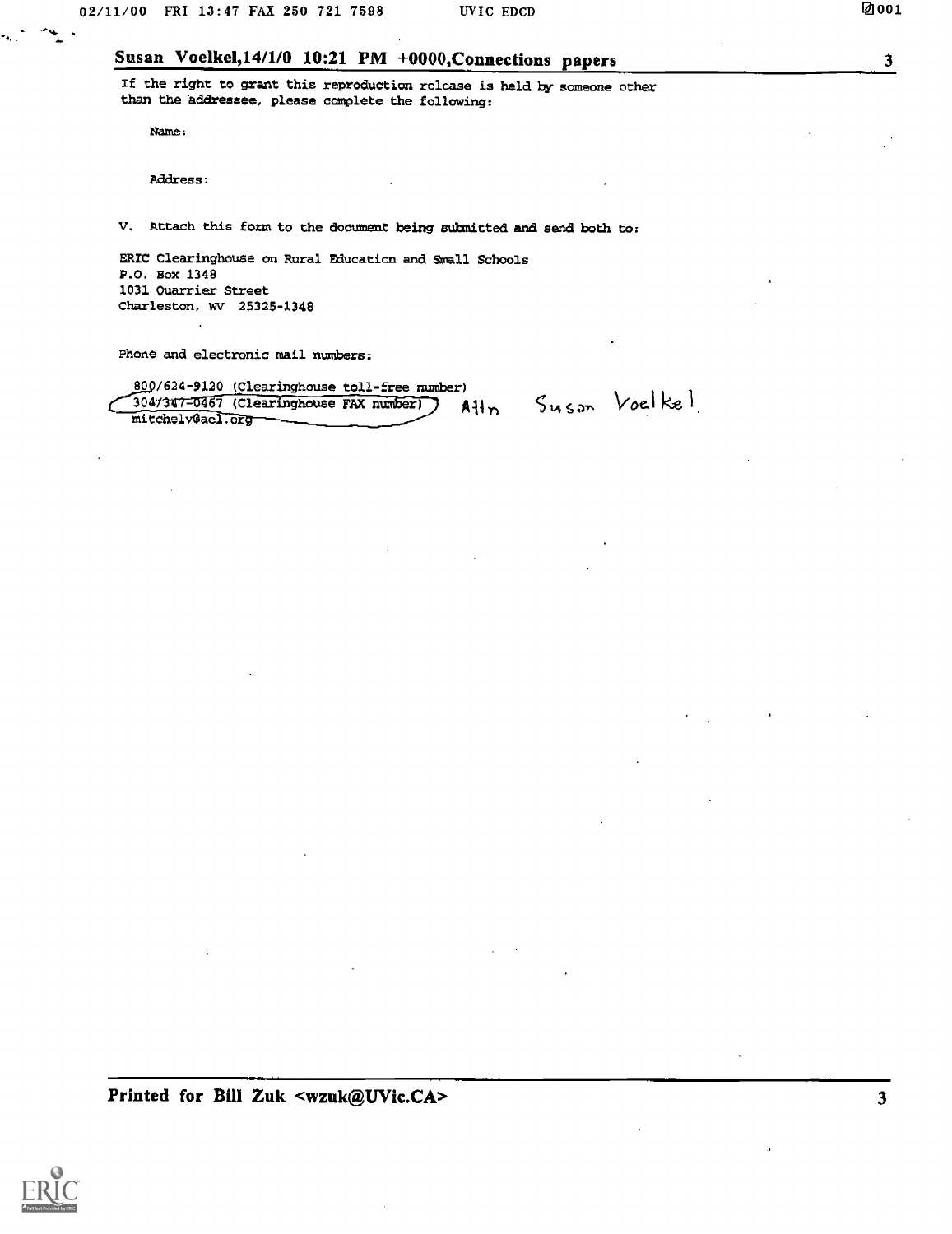If the right to grant this reproduction release is held by someone other than the addressee, please complete the following:

Name:

Address:

V. Attach this form to the document being submitted and send both to:

ERIC Clearinghouse on Rural Education and Small Schools
P.O. Box 1348
1031 Quarrier Street
Charleston, WV 25325-1348

Phone and electronic mail numbers:

800/624-9120 (Clearinghouse toll-free number)
304/347-0467 (Clearinghouse FAX number) Attn Susan Voelkel
mitchelv@ael.org